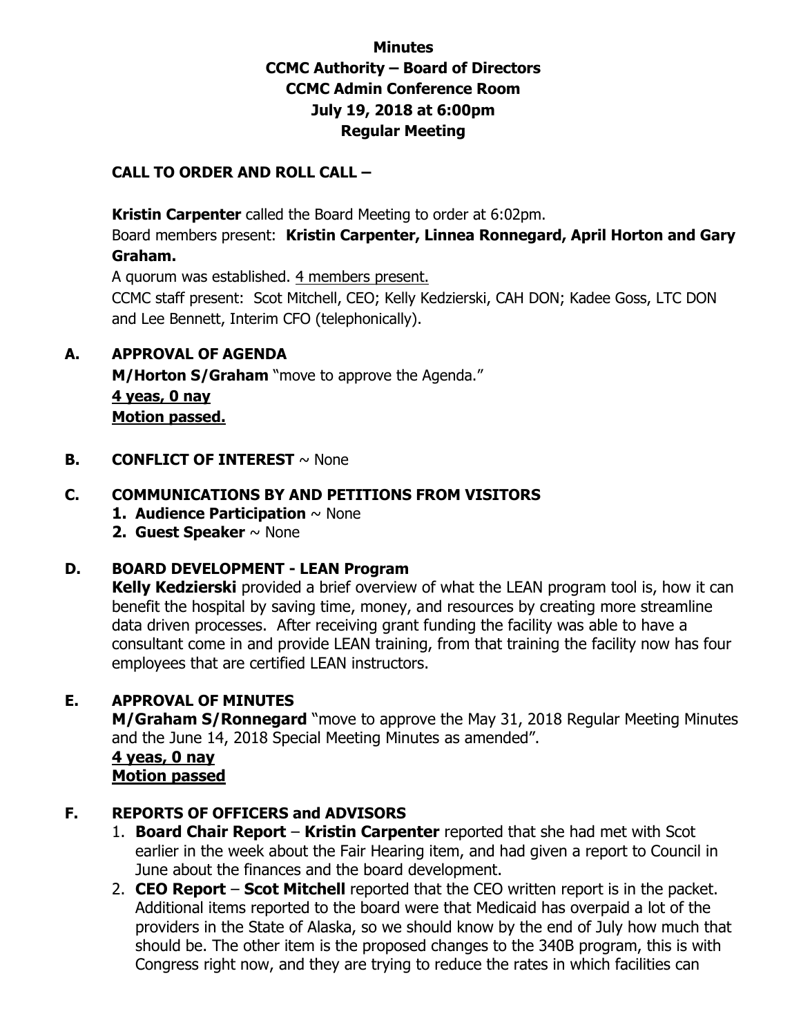**Minutes**
**CCMC Authority – Board of Directors**
**CCMC Admin Conference Room**
**July 19, 2018 at 6:00pm**
**Regular Meeting**

**CALL TO ORDER AND ROLL CALL –**

**Kristin Carpenter** called the Board Meeting to order at 6:02pm.
Board members present: **Kristin Carpenter, Linnea Ronnegard, April Horton and Gary Graham.**
A quorum was established. 4 members present.
CCMC staff present: Scot Mitchell, CEO; Kelly Kedzierski, CAH DON; Kadee Goss, LTC DON and Lee Bennett, Interim CFO (telephonically).

**A. APPROVAL OF AGENDA**
**M/Horton S/Graham** "move to approve the Agenda."
**4 yeas, 0 nay**
**Motion passed.**

**B. CONFLICT OF INTEREST** ~ None

**C. COMMUNICATIONS BY AND PETITIONS FROM VISITORS**
1. **Audience Participation** ~ None
2. **Guest Speaker** ~ None

**D. BOARD DEVELOPMENT - LEAN Program**
**Kelly Kedzierski** provided a brief overview of what the LEAN program tool is, how it can benefit the hospital by saving time, money, and resources by creating more streamline data driven processes. After receiving grant funding the facility was able to have a consultant come in and provide LEAN training, from that training the facility now has four employees that are certified LEAN instructors.

**E. APPROVAL OF MINUTES**
**M/Graham S/Ronnegard** "move to approve the May 31, 2018 Regular Meeting Minutes and the June 14, 2018 Special Meeting Minutes as amended".
**4 yeas, 0 nay**
**Motion passed**

**F. REPORTS OF OFFICERS and ADVISORS**
1. **Board Chair Report** – **Kristin Carpenter** reported that she had met with Scot earlier in the week about the Fair Hearing item, and had given a report to Council in June about the finances and the board development.
2. **CEO Report** – **Scot Mitchell** reported that the CEO written report is in the packet. Additional items reported to the board were that Medicaid has overpaid a lot of the providers in the State of Alaska, so we should know by the end of July how much that should be. The other item is the proposed changes to the 340B program, this is with Congress right now, and they are trying to reduce the rates in which facilities can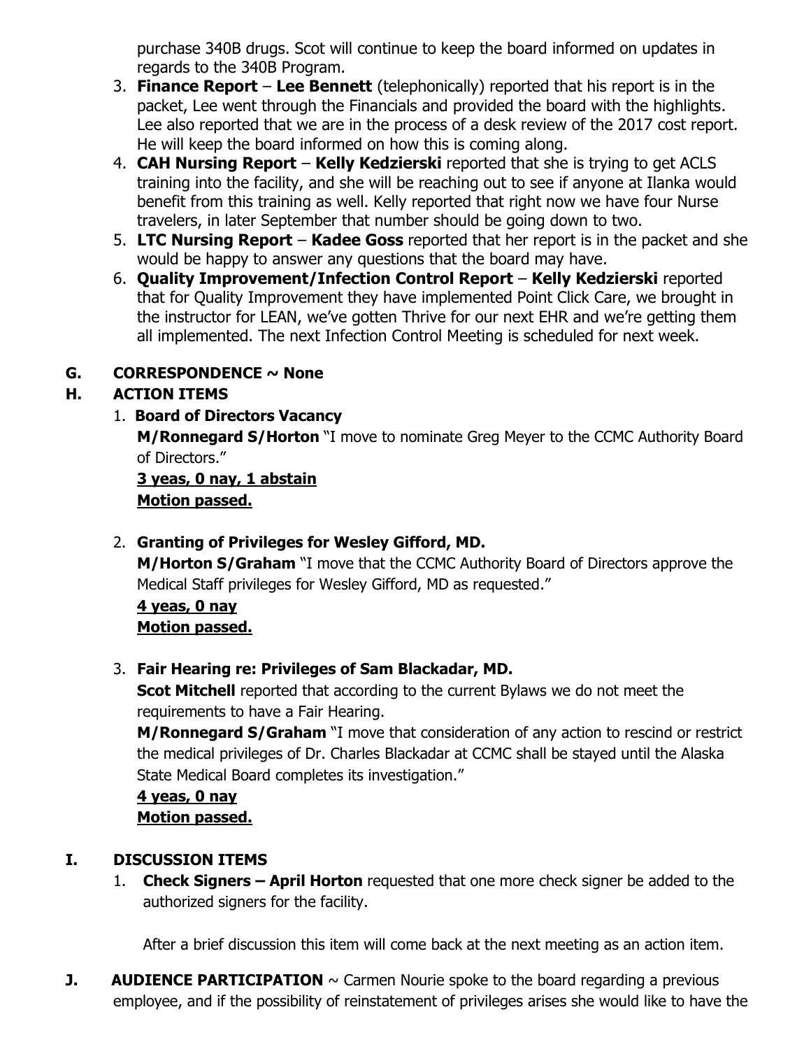purchase 340B drugs. Scot will continue to keep the board informed on updates in regards to the 340B Program.

3. **Finance Report** – **Lee Bennett** (telephonically) reported that his report is in the packet, Lee went through the Financials and provided the board with the highlights. Lee also reported that we are in the process of a desk review of the 2017 cost report. He will keep the board informed on how this is coming along.
4. **CAH Nursing Report** – **Kelly Kedzierski** reported that she is trying to get ACLS training into the facility, and she will be reaching out to see if anyone at Ilanka would benefit from this training as well. Kelly reported that right now we have four Nurse travelers, in later September that number should be going down to two.
5. **LTC Nursing Report** – **Kadee Goss** reported that her report is in the packet and she would be happy to answer any questions that the board may have.
6. **Quality Improvement/Infection Control Report** – **Kelly Kedzierski** reported that for Quality Improvement they have implemented Point Click Care, we brought in the instructor for LEAN, we've gotten Thrive for our next EHR and we're getting them all implemented. The next Infection Control Meeting is scheduled for next week.

## G. CORRESPONDENCE ~ None

## H. ACTION ITEMS

1. **Board of Directors Vacancy**

   **M/Ronnegard S/Horton** "I move to nominate Greg Meyer to the CCMC Authority Board of Directors."

   **3 yeas, 0 nay, 1 abstain**
   **Motion passed.**

2. **Granting of Privileges for Wesley Gifford, MD.**

   **M/Horton S/Graham** "I move that the CCMC Authority Board of Directors approve the Medical Staff privileges for Wesley Gifford, MD as requested."

   **4 yeas, 0 nay**
   **Motion passed.**

3. **Fair Hearing re: Privileges of Sam Blackadar, MD.**

   **Scot Mitchell** reported that according to the current Bylaws we do not meet the requirements to have a Fair Hearing.

   **M/Ronnegard S/Graham** "I move that consideration of any action to rescind or restrict the medical privileges of Dr. Charles Blackadar at CCMC shall be stayed until the Alaska State Medical Board completes its investigation."

   **4 yeas, 0 nay**
   **Motion passed.**

## I. DISCUSSION ITEMS

1. **Check Signers – April Horton** requested that one more check signer be added to the authorized signers for the facility.

   After a brief discussion this item will come back at the next meeting as an action item.

## J. AUDIENCE PARTICIPATION

~ Carmen Nourie spoke to the board regarding a previous employee, and if the possibility of reinstatement of privileges arises she would like to have the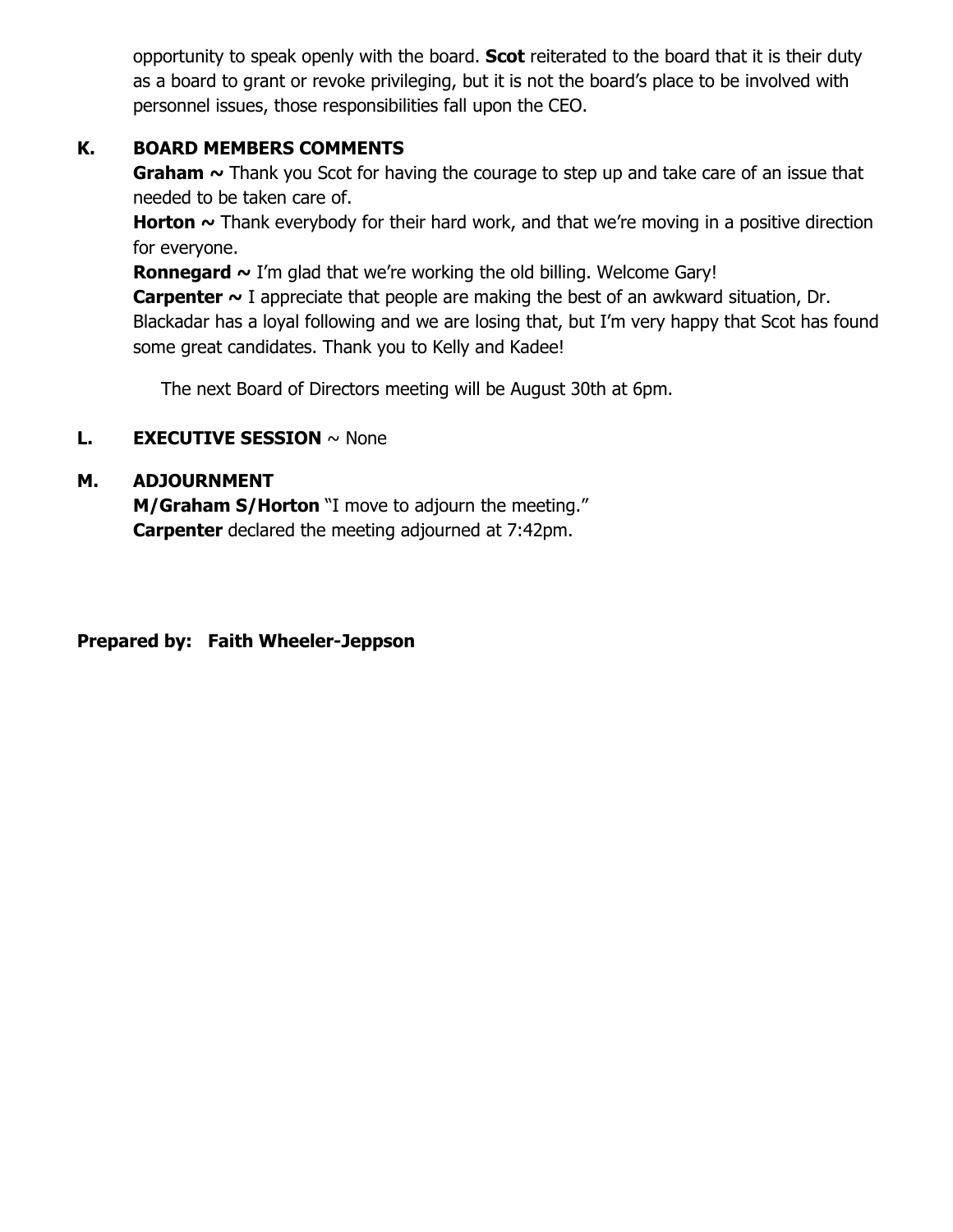opportunity to speak openly with the board. **Scot** reiterated to the board that it is their duty as a board to grant or revoke privileging, but it is not the board's place to be involved with personnel issues, those responsibilities fall upon the CEO.

## K. BOARD MEMBERS COMMENTS

**Graham ~** Thank you Scot for having the courage to step up and take care of an issue that needed to be taken care of.

**Horton ~** Thank everybody for their hard work, and that we're moving in a positive direction for everyone.

**Ronnegard ~** I'm glad that we're working the old billing. Welcome Gary!

**Carpenter ~** I appreciate that people are making the best of an awkward situation, Dr. Blackadar has a loyal following and we are losing that, but I'm very happy that Scot has found some great candidates. Thank you to Kelly and Kadee!

The next Board of Directors meeting will be August 30th at 6pm.

## L. EXECUTIVE SESSION ~ None

## M. ADJOURNMENT

**M/Graham S/Horton** "I move to adjourn the meeting."
**Carpenter** declared the meeting adjourned at 7:42pm.

**Prepared by: Faith Wheeler-Jeppson**